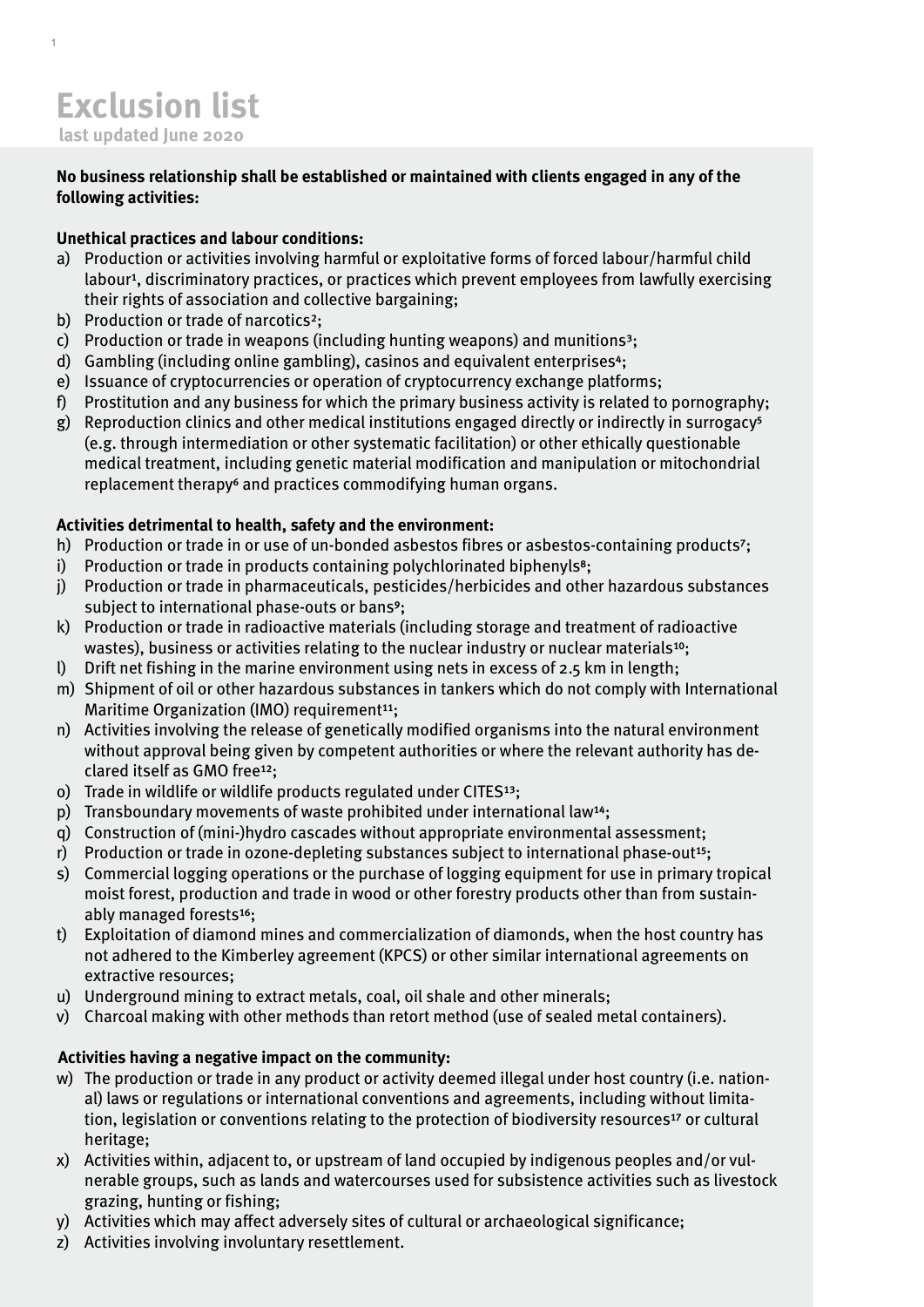# Exclusion list

**last updated June 2020**

**No business relationship shall be established or maintained with clients engaged in any of the following activities:**

**Unethical practices and labour conditions:**

a) Production or activities involving harmful or exploitative forms of forced labour/harmful child labour[1], discriminatory practices, or practices which prevent employees from lawfully exercising their rights of association and collective bargaining;
b) Production or trade of narcotics[2];
c) Production or trade in weapons (including hunting weapons) and munitions[3];
d) Gambling (including online gambling), casinos and equivalent enterprises[4];
e) Issuance of cryptocurrencies or operation of cryptocurrency exchange platforms;
f) Prostitution and any business for which the primary business activity is related to pornography;
g) Reproduction clinics and other medical institutions engaged directly or indirectly in surrogacy[5] (e.g. through intermediation or other systematic facilitation) or other ethically questionable medical treatment, including genetic material modification and manipulation or mitochondrial replacement therapy[6] and practices commodifying human organs.

**Activities detrimental to health, safety and the environment:**

h) Production or trade in or use of un-bonded asbestos fibres or asbestos-containing products[7];
i) Production or trade in products containing polychlorinated biphenyls[8];
j) Production or trade in pharmaceuticals, pesticides/herbicides and other hazardous substances subject to international phase-outs or bans[9];
k) Production or trade in radioactive materials (including storage and treatment of radioactive wastes), business or activities relating to the nuclear industry or nuclear materials[10];
l) Drift net fishing in the marine environment using nets in excess of 2.5 km in length;
m) Shipment of oil or other hazardous substances in tankers which do not comply with International Maritime Organization (IMO) requirement[11];
n) Activities involving the release of genetically modified organisms into the natural environment without approval being given by competent authorities or where the relevant authority has declared itself as GMO free[12];
o) Trade in wildlife or wildlife products regulated under CITES[13];
p) Transboundary movements of waste prohibited under international law[14];
q) Construction of (mini-)hydro cascades without appropriate environmental assessment;
r) Production or trade in ozone-depleting substances subject to international phase-out[15];
s) Commercial logging operations or the purchase of logging equipment for use in primary tropical moist forest, production and trade in wood or other forestry products other than from sustainably managed forests[16];
t) Exploitation of diamond mines and commercialization of diamonds, when the host country has not adhered to the Kimberley agreement (KPCS) or other similar international agreements on extractive resources;
u) Underground mining to extract metals, coal, oil shale and other minerals;
v) Charcoal making with other methods than retort method (use of sealed metal containers).

**Activities having a negative impact on the community:**

w) The production or trade in any product or activity deemed illegal under host country (i.e. national) laws or regulations or international conventions and agreements, including without limitation, legislation or conventions relating to the protection of biodiversity resources[17] or cultural heritage;
x) Activities within, adjacent to, or upstream of land occupied by indigenous peoples and/or vulnerable groups, such as lands and watercourses used for subsistence activities such as livestock grazing, hunting or fishing;
y) Activities which may affect adversely sites of cultural or archaeological significance;
z) Activities involving involuntary resettlement.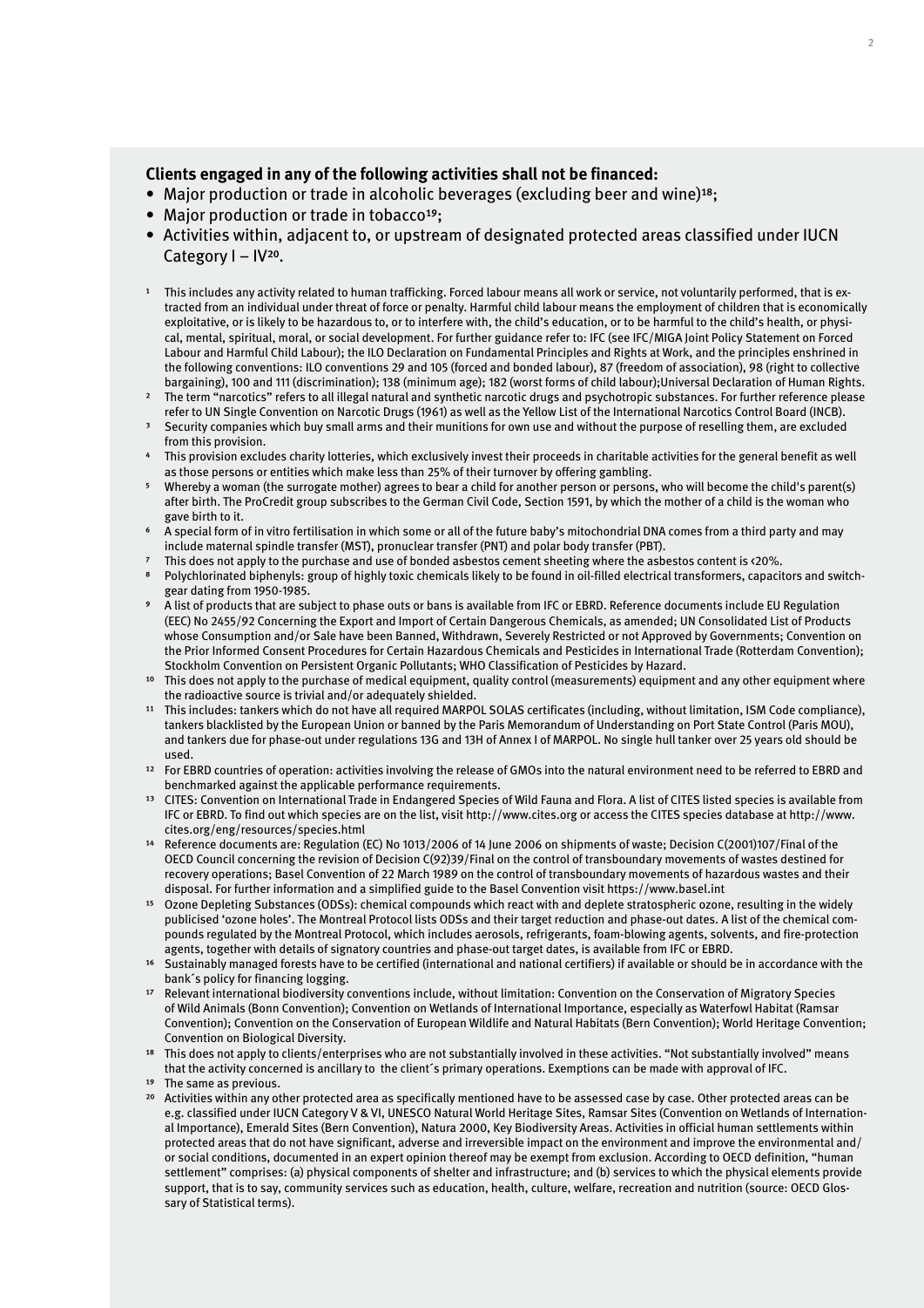**Clients engaged in any of the following activities shall not be financed:**

- Major production or trade in alcoholic beverages (excluding beer and wine)[18];
- Major production or trade in tobacco[19];
- Activities within, adjacent to, or upstream of designated protected areas classified under IUCN Category I – IV[20].

[1] This includes any activity related to human trafficking. Forced labour means all work or service, not voluntarily performed, that is extracted from an individual under threat of force or penalty. Harmful child labour means the employment of children that is economically exploitative, or is likely to be hazardous to, or to interfere with, the child's education, or to be harmful to the child's health, or physical, mental, spiritual, moral, or social development. For further guidance refer to: IFC (see IFC/MIGA Joint Policy Statement on Forced Labour and Harmful Child Labour); the ILO Declaration on Fundamental Principles and Rights at Work, and the principles enshrined in the following conventions: ILO conventions 29 and 105 (forced and bonded labour), 87 (freedom of association), 98 (right to collective bargaining), 100 and 111 (discrimination); 138 (minimum age); 182 (worst forms of child labour);Universal Declaration of Human Rights.

[2] The term "narcotics" refers to all illegal natural and synthetic narcotic drugs and psychotropic substances. For further reference please refer to UN Single Convention on Narcotic Drugs (1961) as well as the Yellow List of the International Narcotics Control Board (INCB).

[3] Security companies which buy small arms and their munitions for own use and without the purpose of reselling them, are excluded from this provision.

[4] This provision excludes charity lotteries, which exclusively invest their proceeds in charitable activities for the general benefit as well as those persons or entities which make less than 25% of their turnover by offering gambling.

[5] Whereby a woman (the surrogate mother) agrees to bear a child for another person or persons, who will become the child's parent(s) after birth. The ProCredit group subscribes to the German Civil Code, Section 1591, by which the mother of a child is the woman who gave birth to it.

[6] A special form of in vitro fertilisation in which some or all of the future baby's mitochondrial DNA comes from a third party and may include maternal spindle transfer (MST), pronuclear transfer (PNT) and polar body transfer (PBT).

[7] This does not apply to the purchase and use of bonded asbestos cement sheeting where the asbestos content is <20%.

[8] Polychlorinated biphenyls: group of highly toxic chemicals likely to be found in oil-filled electrical transformers, capacitors and switchgear dating from 1950-1985.

[9] A list of products that are subject to phase outs or bans is available from IFC or EBRD. Reference documents include EU Regulation (EEC) No 2455/92 Concerning the Export and Import of Certain Dangerous Chemicals, as amended; UN Consolidated List of Products whose Consumption and/or Sale have been Banned, Withdrawn, Severely Restricted or not Approved by Governments; Convention on the Prior Informed Consent Procedures for Certain Hazardous Chemicals and Pesticides in International Trade (Rotterdam Convention); Stockholm Convention on Persistent Organic Pollutants; WHO Classification of Pesticides by Hazard.

[10] This does not apply to the purchase of medical equipment, quality control (measurements) equipment and any other equipment where the radioactive source is trivial and/or adequately shielded.

[11] This includes: tankers which do not have all required MARPOL SOLAS certificates (including, without limitation, ISM Code compliance), tankers blacklisted by the European Union or banned by the Paris Memorandum of Understanding on Port State Control (Paris MOU), and tankers due for phase-out under regulations 13G and 13H of Annex I of MARPOL. No single hull tanker over 25 years old should be used.

[12] For EBRD countries of operation: activities involving the release of GMOs into the natural environment need to be referred to EBRD and benchmarked against the applicable performance requirements.

[13] CITES: Convention on International Trade in Endangered Species of Wild Fauna and Flora. A list of CITES listed species is available from IFC or EBRD. To find out which species are on the list, visit http://www.cites.org or access the CITES species database at http://www.cites.org/eng/resources/species.html

[14] Reference documents are: Regulation (EC) No 1013/2006 of 14 June 2006 on shipments of waste; Decision C(2001)107/Final of the OECD Council concerning the revision of Decision C(92)39/Final on the control of transboundary movements of wastes destined for recovery operations; Basel Convention of 22 March 1989 on the control of transboundary movements of hazardous wastes and their disposal. For further information and a simplified guide to the Basel Convention visit https://www.basel.int

[15] Ozone Depleting Substances (ODSs): chemical compounds which react with and deplete stratospheric ozone, resulting in the widely publicised 'ozone holes'. The Montreal Protocol lists ODSs and their target reduction and phase-out dates. A list of the chemical compounds regulated by the Montreal Protocol, which includes aerosols, refrigerants, foam-blowing agents, solvents, and fire-protection agents, together with details of signatory countries and phase-out target dates, is available from IFC or EBRD.

[16] Sustainably managed forests have to be certified (international and national certifiers) if available or should be in accordance with the bank´s policy for financing logging.

[17] Relevant international biodiversity conventions include, without limitation: Convention on the Conservation of Migratory Species of Wild Animals (Bonn Convention); Convention on Wetlands of International Importance, especially as Waterfowl Habitat (Ramsar Convention); Convention on the Conservation of European Wildlife and Natural Habitats (Bern Convention); World Heritage Convention; Convention on Biological Diversity.

[18] This does not apply to clients/enterprises who are not substantially involved in these activities. "Not substantially involved" means that the activity concerned is ancillary to the client´s primary operations. Exemptions can be made with approval of IFC.

[19] The same as previous.

[20] Activities within any other protected area as specifically mentioned have to be assessed case by case. Other protected areas can be e.g. classified under IUCN Category V & VI, UNESCO Natural World Heritage Sites, Ramsar Sites (Convention on Wetlands of International Importance), Emerald Sites (Bern Convention), Natura 2000, Key Biodiversity Areas. Activities in official human settlements within protected areas that do not have significant, adverse and irreversible impact on the environment and improve the environmental and/or social conditions, documented in an expert opinion thereof may be exempt from exclusion. According to OECD definition, "human settlement" comprises: (a) physical components of shelter and infrastructure; and (b) services to which the physical elements provide support, that is to say, community services such as education, health, culture, welfare, recreation and nutrition (source: OECD Glossary of Statistical terms).